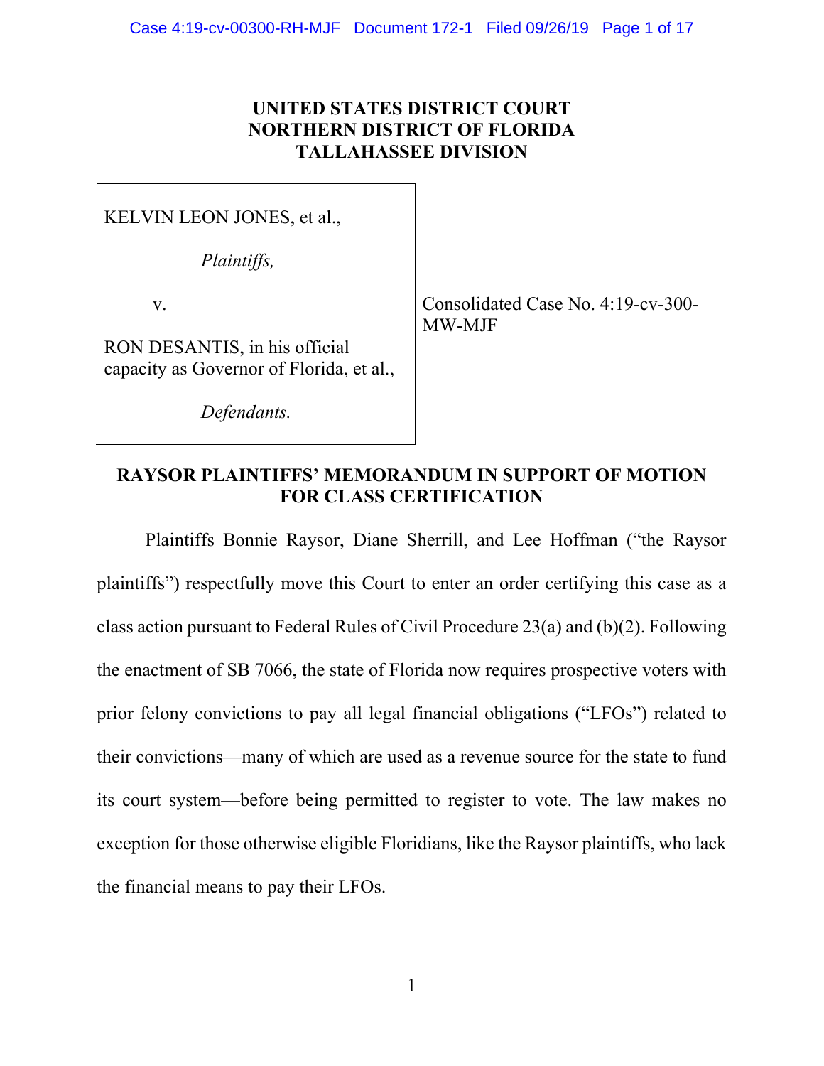**UNITED STATES DISTRICT COURT**
**NORTHERN DISTRICT OF FLORIDA**
**TALLAHASSEE DIVISION**

| | |
|---|---|
| KELVIN LEON JONES, et al.,<br><br>*Plaintiffs,*<br><br>v.<br><br>RON DESANTIS, in his official capacity as Governor of Florida, et al.,<br><br>*Defendants.* | Consolidated Case No. 4:19-cv-300-MW-MJF |

**RAYSOR PLAINTIFFS' MEMORANDUM IN SUPPORT OF MOTION FOR CLASS CERTIFICATION**

Plaintiffs Bonnie Raysor, Diane Sherrill, and Lee Hoffman ("the Raysor plaintiffs") respectfully move this Court to enter an order certifying this case as a class action pursuant to Federal Rules of Civil Procedure 23(a) and (b)(2). Following the enactment of SB 7066, the state of Florida now requires prospective voters with prior felony convictions to pay all legal financial obligations ("LFOs") related to their convictions—many of which are used as a revenue source for the state to fund its court system—before being permitted to register to vote. The law makes no exception for those otherwise eligible Floridians, like the Raysor plaintiffs, who lack the financial means to pay their LFOs.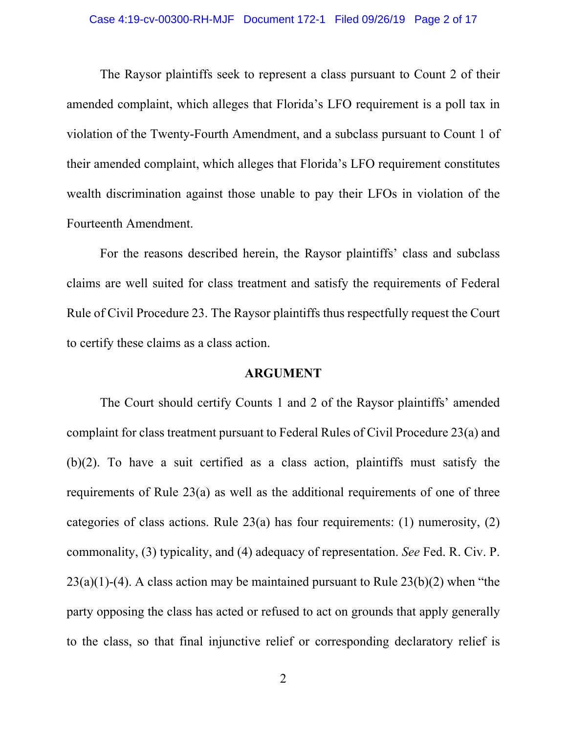The Raysor plaintiffs seek to represent a class pursuant to Count 2 of their amended complaint, which alleges that Florida's LFO requirement is a poll tax in violation of the Twenty-Fourth Amendment, and a subclass pursuant to Count 1 of their amended complaint, which alleges that Florida's LFO requirement constitutes wealth discrimination against those unable to pay their LFOs in violation of the Fourteenth Amendment.

For the reasons described herein, the Raysor plaintiffs' class and subclass claims are well suited for class treatment and satisfy the requirements of Federal Rule of Civil Procedure 23. The Raysor plaintiffs thus respectfully request the Court to certify these claims as a class action.

## ARGUMENT

The Court should certify Counts 1 and 2 of the Raysor plaintiffs' amended complaint for class treatment pursuant to Federal Rules of Civil Procedure 23(a) and (b)(2). To have a suit certified as a class action, plaintiffs must satisfy the requirements of Rule 23(a) as well as the additional requirements of one of three categories of class actions. Rule 23(a) has four requirements: (1) numerosity, (2) commonality, (3) typicality, and (4) adequacy of representation. *See* Fed. R. Civ. P. 23(a)(1)-(4). A class action may be maintained pursuant to Rule 23(b)(2) when "the party opposing the class has acted or refused to act on grounds that apply generally to the class, so that final injunctive relief or corresponding declaratory relief is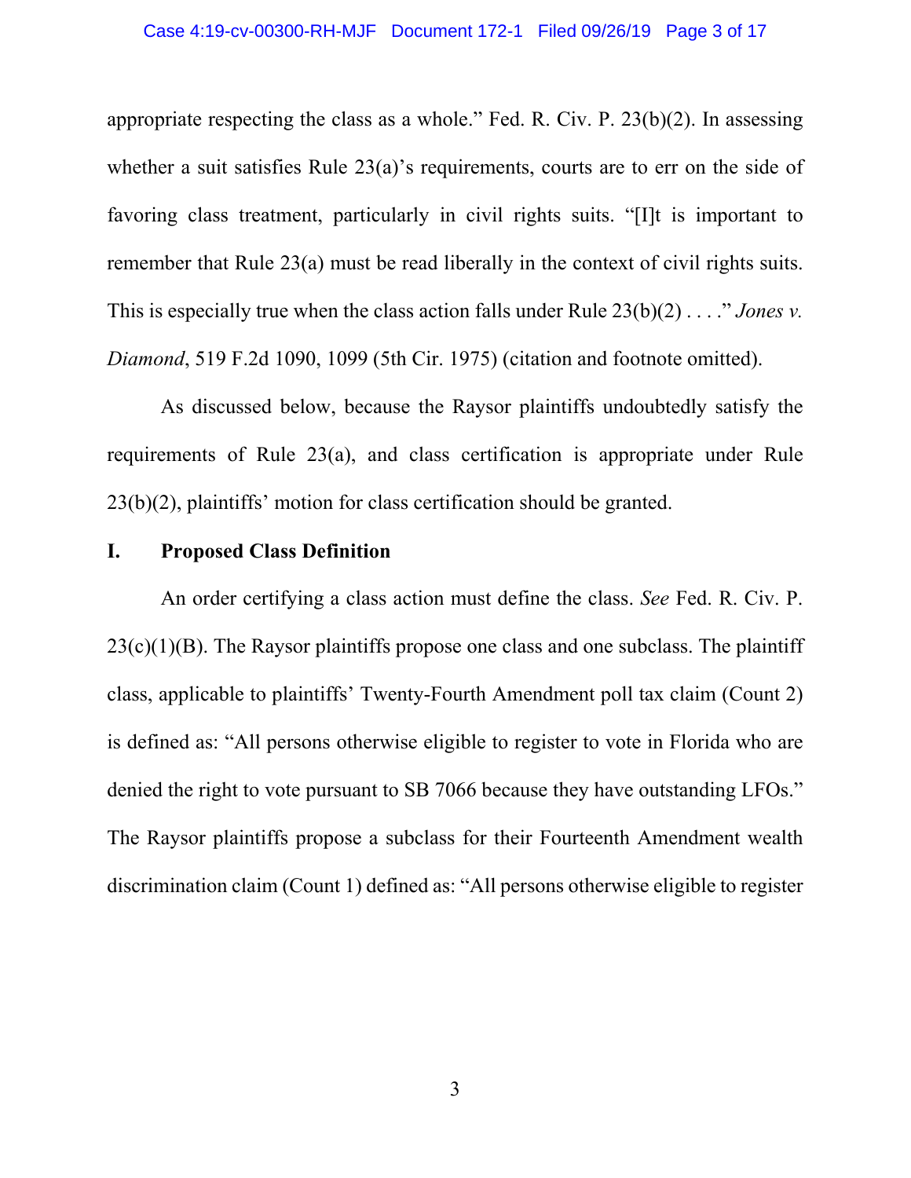appropriate respecting the class as a whole." Fed. R. Civ. P. 23(b)(2). In assessing whether a suit satisfies Rule 23(a)'s requirements, courts are to err on the side of favoring class treatment, particularly in civil rights suits. "[I]t is important to remember that Rule 23(a) must be read liberally in the context of civil rights suits. This is especially true when the class action falls under Rule 23(b)(2) . . . ." *Jones v. Diamond*, 519 F.2d 1090, 1099 (5th Cir. 1975) (citation and footnote omitted).

As discussed below, because the Raysor plaintiffs undoubtedly satisfy the requirements of Rule 23(a), and class certification is appropriate under Rule 23(b)(2), plaintiffs' motion for class certification should be granted.

## I. Proposed Class Definition

An order certifying a class action must define the class. *See* Fed. R. Civ. P. 23(c)(1)(B). The Raysor plaintiffs propose one class and one subclass. The plaintiff class, applicable to plaintiffs' Twenty-Fourth Amendment poll tax claim (Count 2) is defined as: "All persons otherwise eligible to register to vote in Florida who are denied the right to vote pursuant to SB 7066 because they have outstanding LFOs." The Raysor plaintiffs propose a subclass for their Fourteenth Amendment wealth discrimination claim (Count 1) defined as: "All persons otherwise eligible to register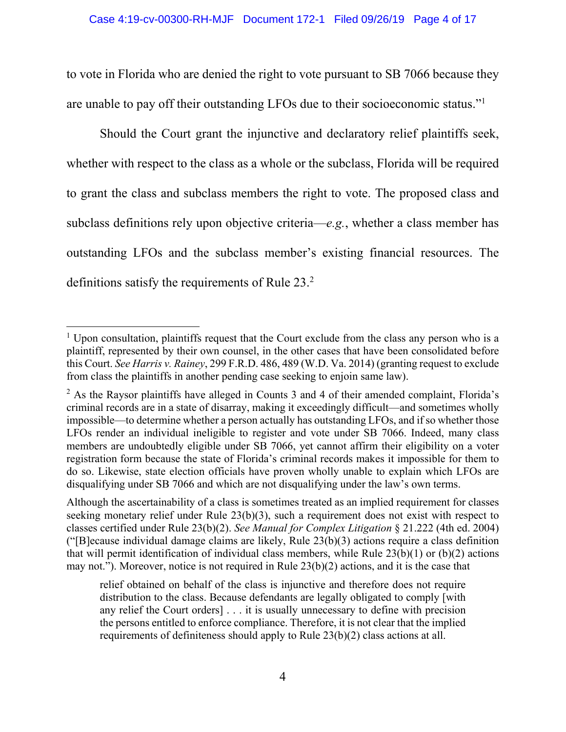to vote in Florida who are denied the right to vote pursuant to SB 7066 because they are unable to pay off their outstanding LFOs due to their socioeconomic status."[1]

Should the Court grant the injunctive and declaratory relief plaintiffs seek, whether with respect to the class as a whole or the subclass, Florida will be required to grant the class and subclass members the right to vote. The proposed class and subclass definitions rely upon objective criteria—*e.g.*, whether a class member has outstanding LFOs and the subclass member's existing financial resources. The definitions satisfy the requirements of Rule 23.[2]

---

[1] Upon consultation, plaintiffs request that the Court exclude from the class any person who is a plaintiff, represented by their own counsel, in the other cases that have been consolidated before this Court. *See Harris v. Rainey*, 299 F.R.D. 486, 489 (W.D. Va. 2014) (granting request to exclude from class the plaintiffs in another pending case seeking to enjoin same law).

[2] As the Raysor plaintiffs have alleged in Counts 3 and 4 of their amended complaint, Florida's criminal records are in a state of disarray, making it exceedingly difficult—and sometimes wholly impossible—to determine whether a person actually has outstanding LFOs, and if so whether those LFOs render an individual ineligible to register and vote under SB 7066. Indeed, many class members are undoubtedly eligible under SB 7066, yet cannot affirm their eligibility on a voter registration form because the state of Florida's criminal records makes it impossible for them to do so. Likewise, state election officials have proven wholly unable to explain which LFOs are disqualifying under SB 7066 and which are not disqualifying under the law's own terms.

Although the ascertainability of a class is sometimes treated as an implied requirement for classes seeking monetary relief under Rule 23(b)(3), such a requirement does not exist with respect to classes certified under Rule 23(b)(2). *See Manual for Complex Litigation* § 21.222 (4th ed. 2004) ("[B]ecause individual damage claims are likely, Rule 23(b)(3) actions require a class definition that will permit identification of individual class members, while Rule 23(b)(1) or (b)(2) actions may not."). Moreover, notice is not required in Rule 23(b)(2) actions, and it is the case that

> relief obtained on behalf of the class is injunctive and therefore does not require distribution to the class. Because defendants are legally obligated to comply [with any relief the Court orders] . . . it is usually unnecessary to define with precision the persons entitled to enforce compliance. Therefore, it is not clear that the implied requirements of definiteness should apply to Rule 23(b)(2) class actions at all.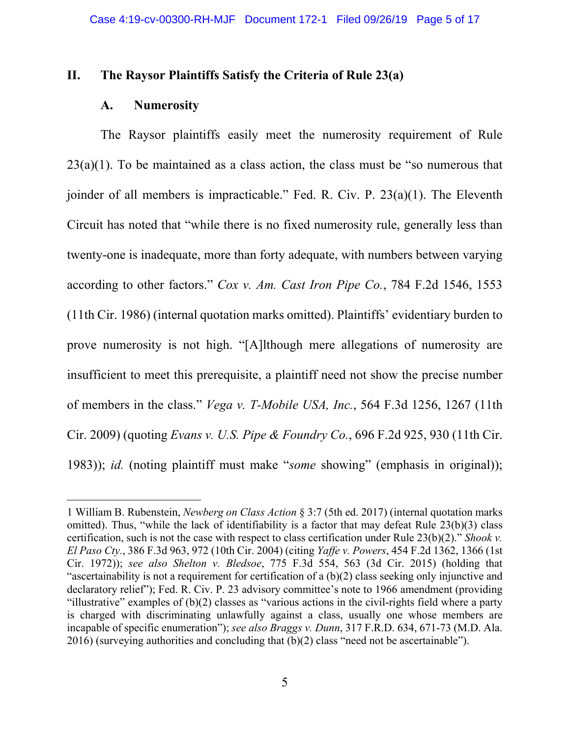## II. The Raysor Plaintiffs Satisfy the Criteria of Rule 23(a)

### A. Numerosity

The Raysor plaintiffs easily meet the numerosity requirement of Rule 23(a)(1). To be maintained as a class action, the class must be "so numerous that joinder of all members is impracticable." Fed. R. Civ. P. 23(a)(1). The Eleventh Circuit has noted that "while there is no fixed numerosity rule, generally less than twenty-one is inadequate, more than forty adequate, with numbers between varying according to other factors." *Cox v. Am. Cast Iron Pipe Co.*, 784 F.2d 1546, 1553 (11th Cir. 1986) (internal quotation marks omitted). Plaintiffs' evidentiary burden to prove numerosity is not high. "[A]lthough mere allegations of numerosity are insufficient to meet this prerequisite, a plaintiff need not show the precise number of members in the class." *Vega v. T-Mobile USA, Inc.*, 564 F.3d 1256, 1267 (11th Cir. 2009) (quoting *Evans v. U.S. Pipe & Foundry Co.*, 696 F.2d 925, 930 (11th Cir. 1983)); *id.* (noting plaintiff must make "*some* showing" (emphasis in original));

---

1 William B. Rubenstein, *Newberg on Class Action* § 3:7 (5th ed. 2017) (internal quotation marks omitted). Thus, "while the lack of identifiability is a factor that may defeat Rule 23(b)(3) class certification, such is not the case with respect to class certification under Rule 23(b)(2)." *Shook v. El Paso Cty.*, 386 F.3d 963, 972 (10th Cir. 2004) (citing *Yaffe v. Powers*, 454 F.2d 1362, 1366 (1st Cir. 1972)); *see also Shelton v. Bledsoe*, 775 F.3d 554, 563 (3d Cir. 2015) (holding that "ascertainability is not a requirement for certification of a (b)(2) class seeking only injunctive and declaratory relief"); Fed. R. Civ. P. 23 advisory committee's note to 1966 amendment (providing "illustrative" examples of (b)(2) classes as "various actions in the civil-rights field where a party is charged with discriminating unlawfully against a class, usually one whose members are incapable of specific enumeration"); *see also Braggs v. Dunn*, 317 F.R.D. 634, 671-73 (M.D. Ala. 2016) (surveying authorities and concluding that (b)(2) class "need not be ascertainable").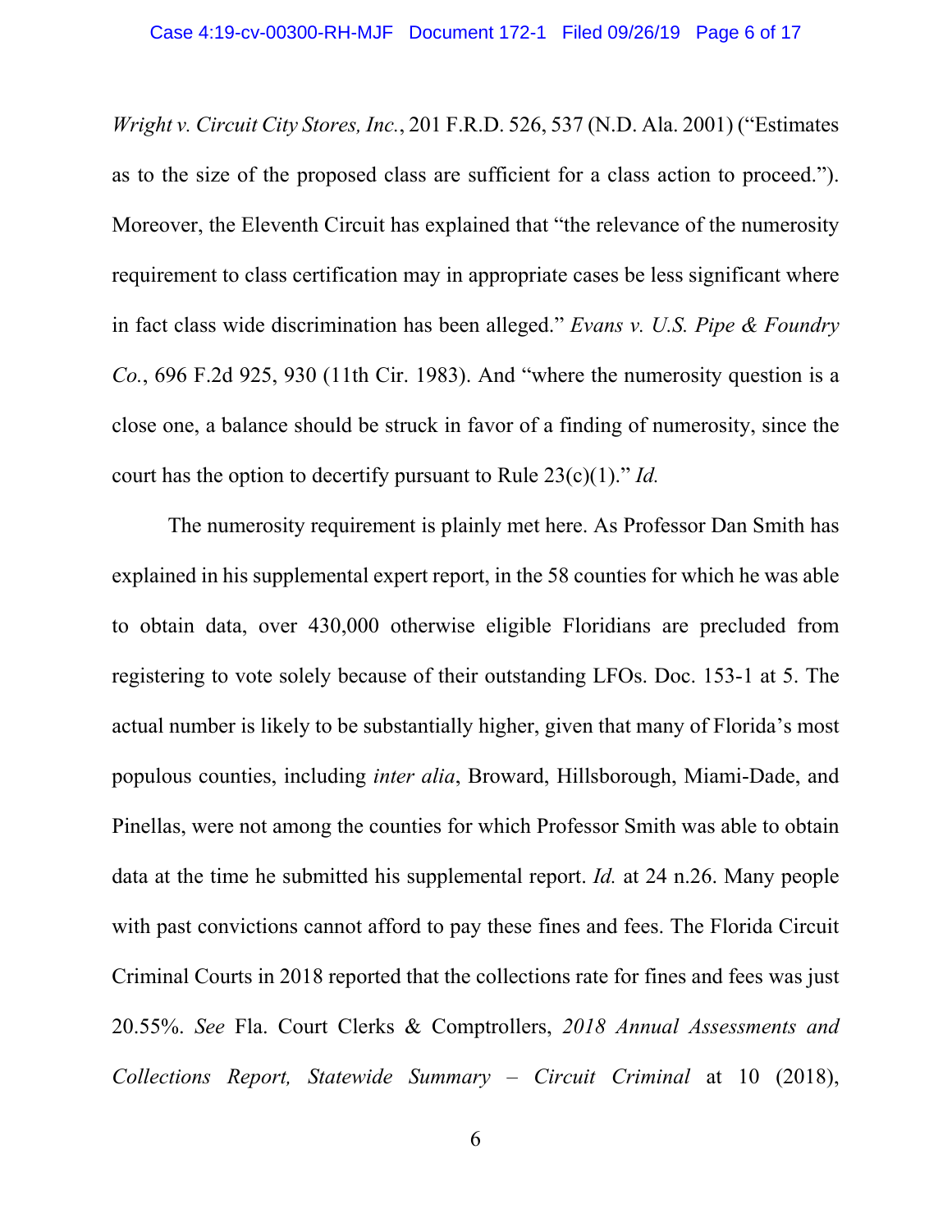*Wright v. Circuit City Stores, Inc.*, 201 F.R.D. 526, 537 (N.D. Ala. 2001) ("Estimates as to the size of the proposed class are sufficient for a class action to proceed."). Moreover, the Eleventh Circuit has explained that "the relevance of the numerosity requirement to class certification may in appropriate cases be less significant where in fact class wide discrimination has been alleged." *Evans v. U.S. Pipe & Foundry Co.*, 696 F.2d 925, 930 (11th Cir. 1983). And "where the numerosity question is a close one, a balance should be struck in favor of a finding of numerosity, since the court has the option to decertify pursuant to Rule 23(c)(1)." *Id.*

The numerosity requirement is plainly met here. As Professor Dan Smith has explained in his supplemental expert report, in the 58 counties for which he was able to obtain data, over 430,000 otherwise eligible Floridians are precluded from registering to vote solely because of their outstanding LFOs. Doc. 153-1 at 5. The actual number is likely to be substantially higher, given that many of Florida's most populous counties, including *inter alia*, Broward, Hillsborough, Miami-Dade, and Pinellas, were not among the counties for which Professor Smith was able to obtain data at the time he submitted his supplemental report. *Id.* at 24 n.26. Many people with past convictions cannot afford to pay these fines and fees. The Florida Circuit Criminal Courts in 2018 reported that the collections rate for fines and fees was just 20.55%. *See* Fla. Court Clerks & Comptrollers, *2018 Annual Assessments and Collections Report, Statewide Summary – Circuit Criminal* at 10 (2018),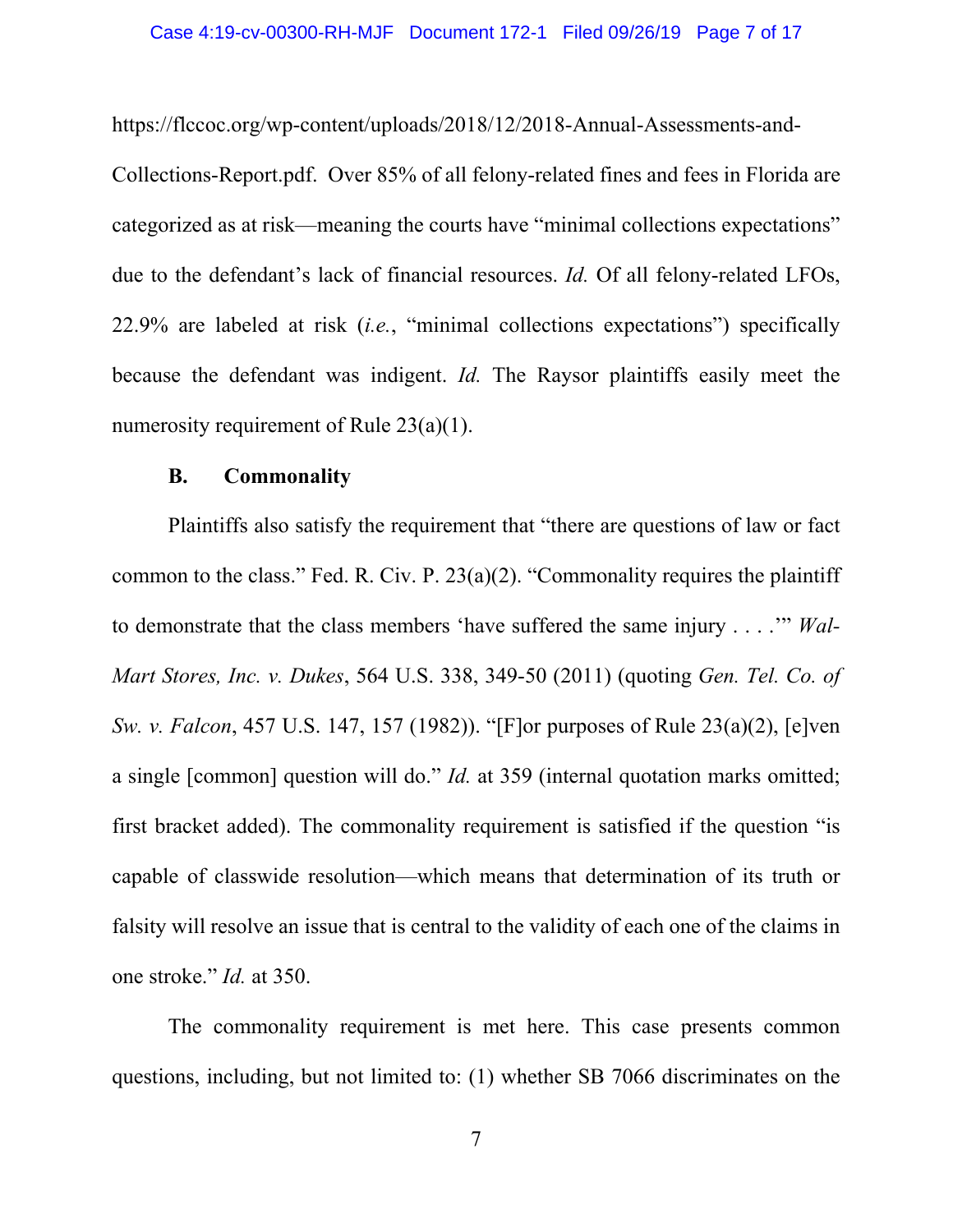https://flccoc.org/wp-content/uploads/2018/12/2018-Annual-Assessments-and-Collections-Report.pdf. Over 85% of all felony-related fines and fees in Florida are categorized as at risk—meaning the courts have "minimal collections expectations" due to the defendant's lack of financial resources. *Id.* Of all felony-related LFOs, 22.9% are labeled at risk (*i.e.*, "minimal collections expectations") specifically because the defendant was indigent. *Id.* The Raysor plaintiffs easily meet the numerosity requirement of Rule 23(a)(1).

### B. Commonality

Plaintiffs also satisfy the requirement that "there are questions of law or fact common to the class." Fed. R. Civ. P. 23(a)(2). "Commonality requires the plaintiff to demonstrate that the class members 'have suffered the same injury . . . .'" *Wal-Mart Stores, Inc. v. Dukes*, 564 U.S. 338, 349-50 (2011) (quoting *Gen. Tel. Co. of Sw. v. Falcon*, 457 U.S. 147, 157 (1982)). "[F]or purposes of Rule 23(a)(2), [e]ven a single [common] question will do." *Id.* at 359 (internal quotation marks omitted; first bracket added). The commonality requirement is satisfied if the question "is capable of classwide resolution—which means that determination of its truth or falsity will resolve an issue that is central to the validity of each one of the claims in one stroke." *Id.* at 350.

The commonality requirement is met here. This case presents common questions, including, but not limited to: (1) whether SB 7066 discriminates on the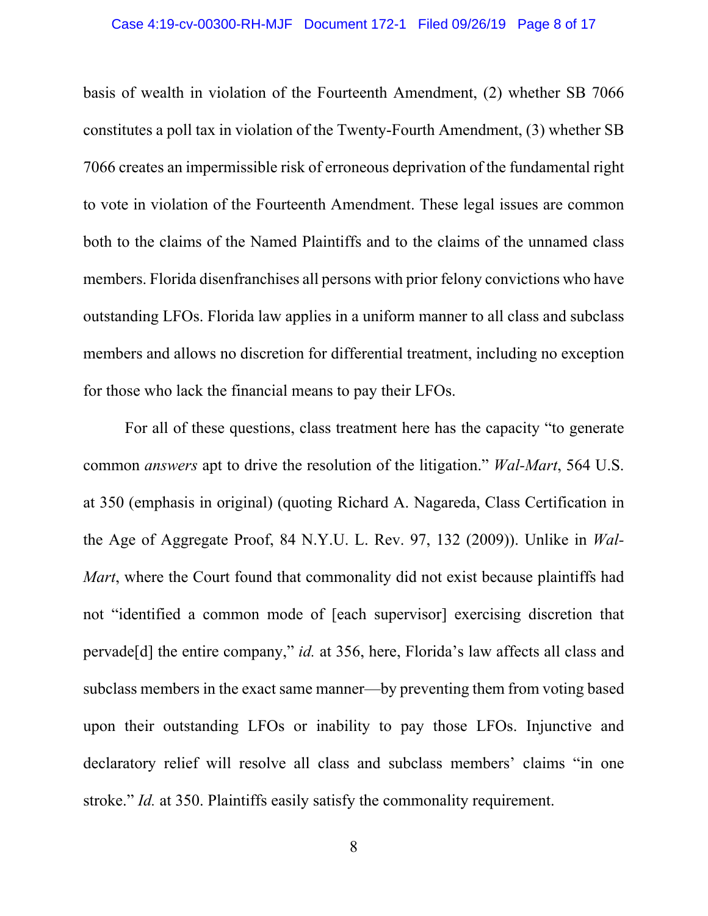basis of wealth in violation of the Fourteenth Amendment, (2) whether SB 7066 constitutes a poll tax in violation of the Twenty-Fourth Amendment, (3) whether SB 7066 creates an impermissible risk of erroneous deprivation of the fundamental right to vote in violation of the Fourteenth Amendment. These legal issues are common both to the claims of the Named Plaintiffs and to the claims of the unnamed class members. Florida disenfranchises all persons with prior felony convictions who have outstanding LFOs. Florida law applies in a uniform manner to all class and subclass members and allows no discretion for differential treatment, including no exception for those who lack the financial means to pay their LFOs.

For all of these questions, class treatment here has the capacity "to generate common *answers* apt to drive the resolution of the litigation." *Wal-Mart*, 564 U.S. at 350 (emphasis in original) (quoting Richard A. Nagareda, Class Certification in the Age of Aggregate Proof, 84 N.Y.U. L. Rev. 97, 132 (2009)). Unlike in *Wal-Mart*, where the Court found that commonality did not exist because plaintiffs had not "identified a common mode of [each supervisor] exercising discretion that pervade[d] the entire company," *id.* at 356, here, Florida's law affects all class and subclass members in the exact same manner—by preventing them from voting based upon their outstanding LFOs or inability to pay those LFOs. Injunctive and declaratory relief will resolve all class and subclass members' claims "in one stroke." *Id.* at 350. Plaintiffs easily satisfy the commonality requirement.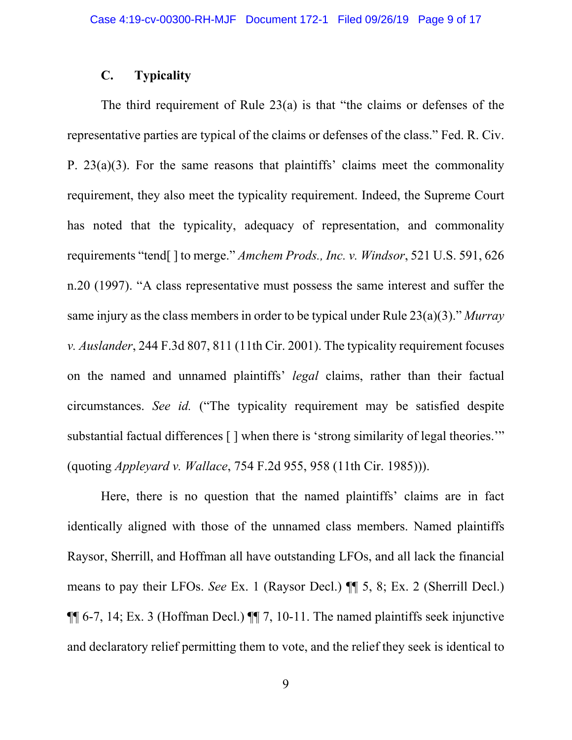### C. Typicality

The third requirement of Rule 23(a) is that "the claims or defenses of the representative parties are typical of the claims or defenses of the class." Fed. R. Civ. P. 23(a)(3). For the same reasons that plaintiffs' claims meet the commonality requirement, they also meet the typicality requirement. Indeed, the Supreme Court has noted that the typicality, adequacy of representation, and commonality requirements "tend[ ] to merge." *Amchem Prods., Inc. v. Windsor*, 521 U.S. 591, 626 n.20 (1997). "A class representative must possess the same interest and suffer the same injury as the class members in order to be typical under Rule 23(a)(3)." *Murray v. Auslander*, 244 F.3d 807, 811 (11th Cir. 2001). The typicality requirement focuses on the named and unnamed plaintiffs' *legal* claims, rather than their factual circumstances. *See id.* ("The typicality requirement may be satisfied despite substantial factual differences [ ] when there is 'strong similarity of legal theories.'" (quoting *Appleyard v. Wallace*, 754 F.2d 955, 958 (11th Cir. 1985))).

Here, there is no question that the named plaintiffs' claims are in fact identically aligned with those of the unnamed class members. Named plaintiffs Raysor, Sherrill, and Hoffman all have outstanding LFOs, and all lack the financial means to pay their LFOs. *See* Ex. 1 (Raysor Decl.) ¶¶ 5, 8; Ex. 2 (Sherrill Decl.) ¶¶ 6-7, 14; Ex. 3 (Hoffman Decl.) ¶¶ 7, 10-11. The named plaintiffs seek injunctive and declaratory relief permitting them to vote, and the relief they seek is identical to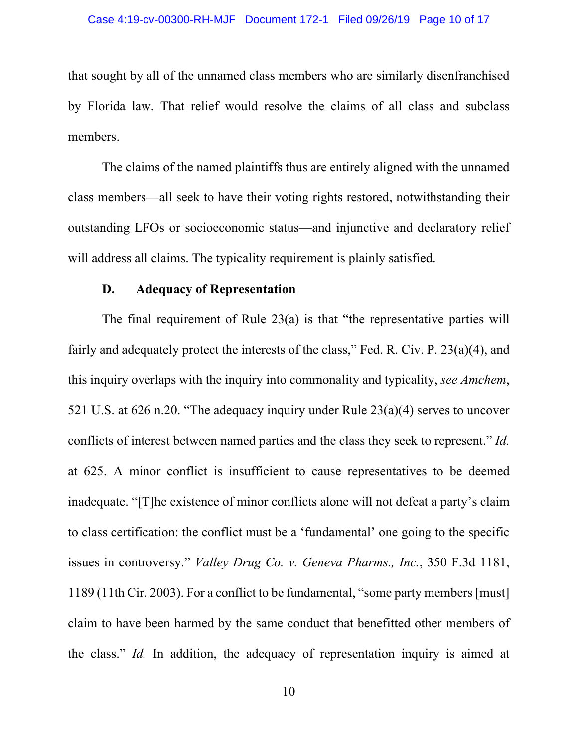that sought by all of the unnamed class members who are similarly disenfranchised by Florida law. That relief would resolve the claims of all class and subclass members.

The claims of the named plaintiffs thus are entirely aligned with the unnamed class members—all seek to have their voting rights restored, notwithstanding their outstanding LFOs or socioeconomic status—and injunctive and declaratory relief will address all claims. The typicality requirement is plainly satisfied.

### D. Adequacy of Representation

The final requirement of Rule 23(a) is that "the representative parties will fairly and adequately protect the interests of the class," Fed. R. Civ. P. 23(a)(4), and this inquiry overlaps with the inquiry into commonality and typicality, *see Amchem*, 521 U.S. at 626 n.20. "The adequacy inquiry under Rule 23(a)(4) serves to uncover conflicts of interest between named parties and the class they seek to represent." *Id.* at 625. A minor conflict is insufficient to cause representatives to be deemed inadequate. "[T]he existence of minor conflicts alone will not defeat a party's claim to class certification: the conflict must be a 'fundamental' one going to the specific issues in controversy." *Valley Drug Co. v. Geneva Pharms., Inc.*, 350 F.3d 1181, 1189 (11th Cir. 2003). For a conflict to be fundamental, "some party members [must] claim to have been harmed by the same conduct that benefitted other members of the class." *Id.* In addition, the adequacy of representation inquiry is aimed at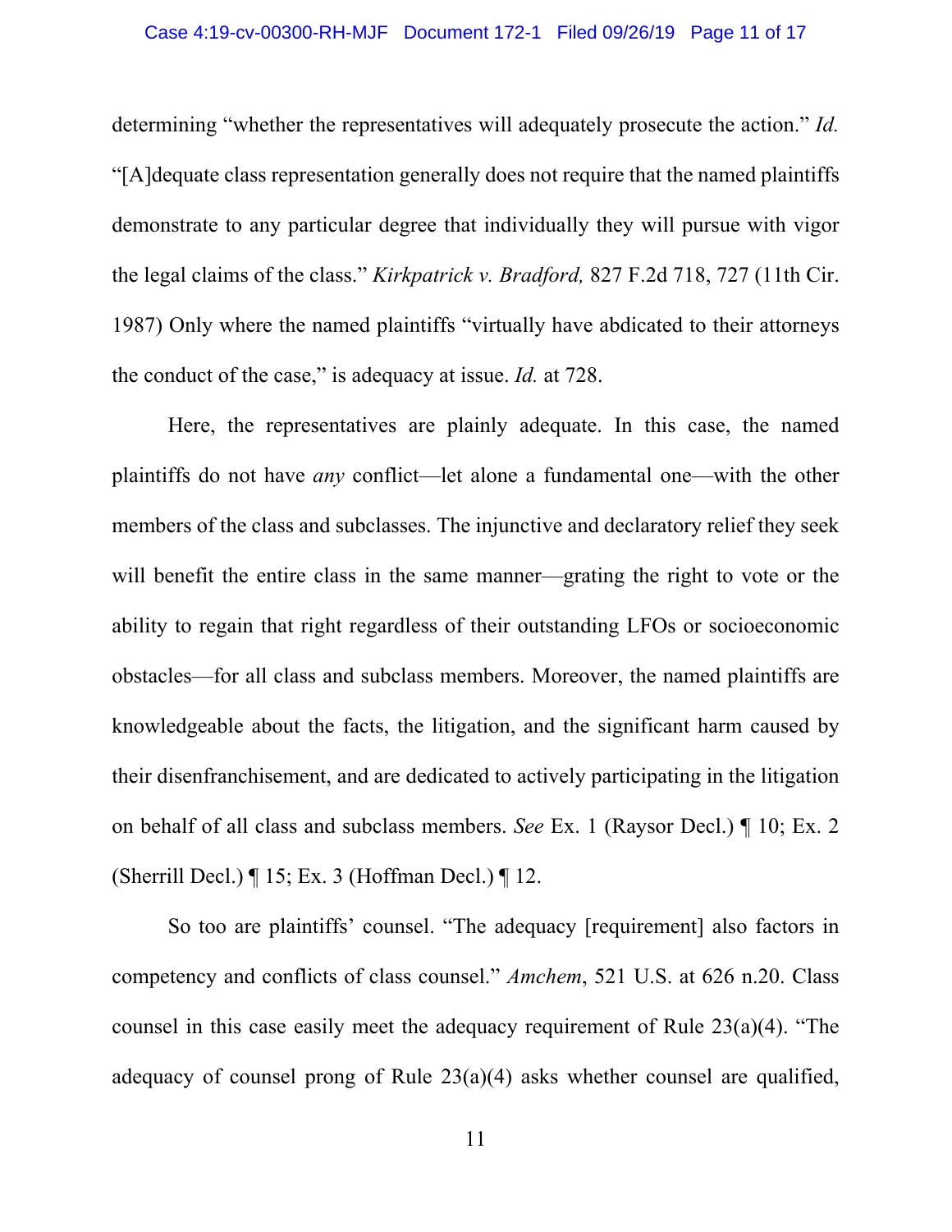determining "whether the representatives will adequately prosecute the action." *Id.* "[A]dequate class representation generally does not require that the named plaintiffs demonstrate to any particular degree that individually they will pursue with vigor the legal claims of the class." *Kirkpatrick v. Bradford,* 827 F.2d 718, 727 (11th Cir. 1987) Only where the named plaintiffs "virtually have abdicated to their attorneys the conduct of the case," is adequacy at issue. *Id.* at 728.

Here, the representatives are plainly adequate. In this case, the named plaintiffs do not have *any* conflict—let alone a fundamental one—with the other members of the class and subclasses. The injunctive and declaratory relief they seek will benefit the entire class in the same manner—grating the right to vote or the ability to regain that right regardless of their outstanding LFOs or socioeconomic obstacles—for all class and subclass members. Moreover, the named plaintiffs are knowledgeable about the facts, the litigation, and the significant harm caused by their disenfranchisement, and are dedicated to actively participating in the litigation on behalf of all class and subclass members. *See* Ex. 1 (Raysor Decl.) ¶ 10; Ex. 2 (Sherrill Decl.) ¶ 15; Ex. 3 (Hoffman Decl.) ¶ 12.

So too are plaintiffs' counsel. "The adequacy [requirement] also factors in competency and conflicts of class counsel." *Amchem*, 521 U.S. at 626 n.20. Class counsel in this case easily meet the adequacy requirement of Rule 23(a)(4). "The adequacy of counsel prong of Rule 23(a)(4) asks whether counsel are qualified,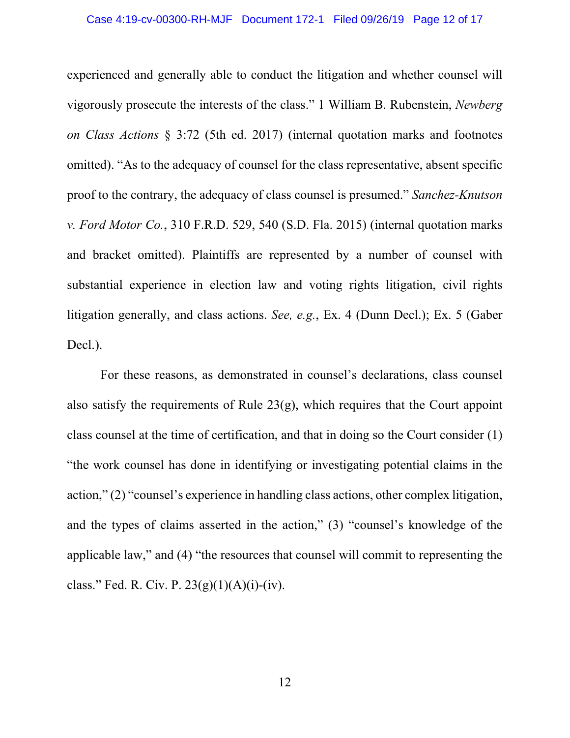experienced and generally able to conduct the litigation and whether counsel will vigorously prosecute the interests of the class." 1 William B. Rubenstein, *Newberg on Class Actions* § 3:72 (5th ed. 2017) (internal quotation marks and footnotes omitted). "As to the adequacy of counsel for the class representative, absent specific proof to the contrary, the adequacy of class counsel is presumed." *Sanchez-Knutson v. Ford Motor Co.*, 310 F.R.D. 529, 540 (S.D. Fla. 2015) (internal quotation marks and bracket omitted). Plaintiffs are represented by a number of counsel with substantial experience in election law and voting rights litigation, civil rights litigation generally, and class actions. *See, e.g.*, Ex. 4 (Dunn Decl.); Ex. 5 (Gaber Decl.).

For these reasons, as demonstrated in counsel's declarations, class counsel also satisfy the requirements of Rule 23(g), which requires that the Court appoint class counsel at the time of certification, and that in doing so the Court consider (1) "the work counsel has done in identifying or investigating potential claims in the action," (2) "counsel's experience in handling class actions, other complex litigation, and the types of claims asserted in the action," (3) "counsel's knowledge of the applicable law," and (4) "the resources that counsel will commit to representing the class." Fed. R. Civ. P. 23(g)(1)(A)(i)-(iv).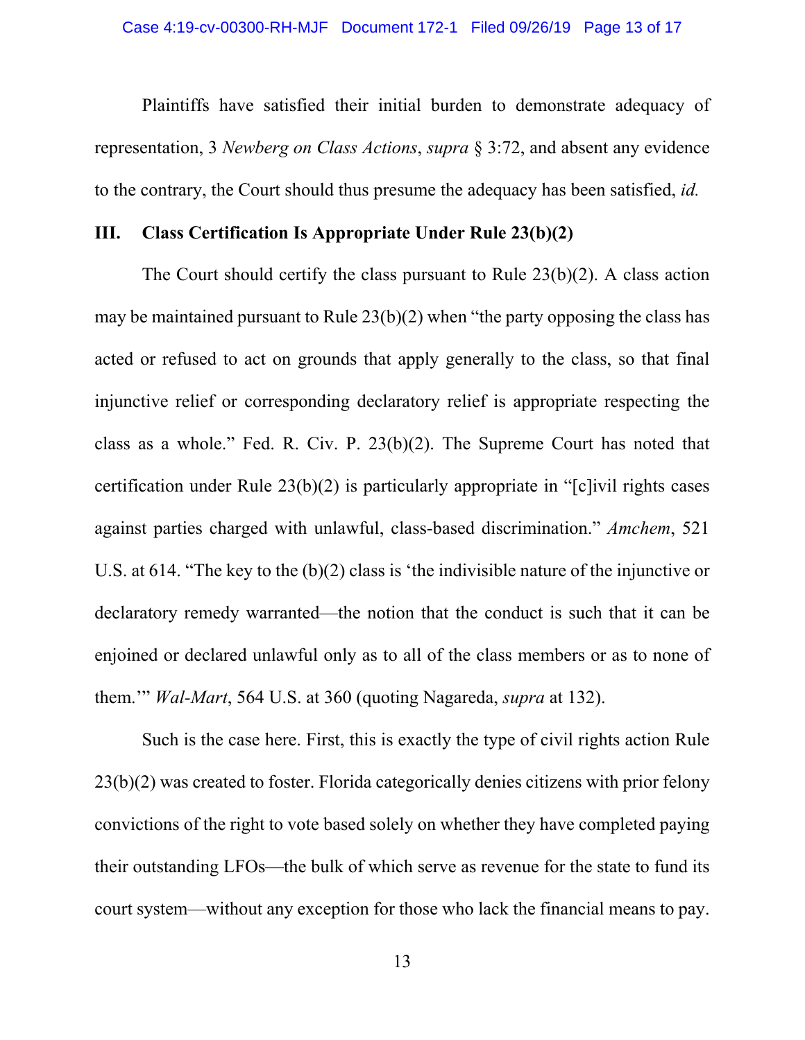Plaintiffs have satisfied their initial burden to demonstrate adequacy of representation, 3 *Newberg on Class Actions*, *supra* § 3:72, and absent any evidence to the contrary, the Court should thus presume the adequacy has been satisfied, *id.*

## III. Class Certification Is Appropriate Under Rule 23(b)(2)

The Court should certify the class pursuant to Rule 23(b)(2). A class action may be maintained pursuant to Rule 23(b)(2) when "the party opposing the class has acted or refused to act on grounds that apply generally to the class, so that final injunctive relief or corresponding declaratory relief is appropriate respecting the class as a whole." Fed. R. Civ. P. 23(b)(2). The Supreme Court has noted that certification under Rule 23(b)(2) is particularly appropriate in "[c]ivil rights cases against parties charged with unlawful, class-based discrimination." *Amchem*, 521 U.S. at 614. "The key to the (b)(2) class is 'the indivisible nature of the injunctive or declaratory remedy warranted—the notion that the conduct is such that it can be enjoined or declared unlawful only as to all of the class members or as to none of them.'" *Wal-Mart*, 564 U.S. at 360 (quoting Nagareda, *supra* at 132).

Such is the case here. First, this is exactly the type of civil rights action Rule 23(b)(2) was created to foster. Florida categorically denies citizens with prior felony convictions of the right to vote based solely on whether they have completed paying their outstanding LFOs—the bulk of which serve as revenue for the state to fund its court system—without any exception for those who lack the financial means to pay.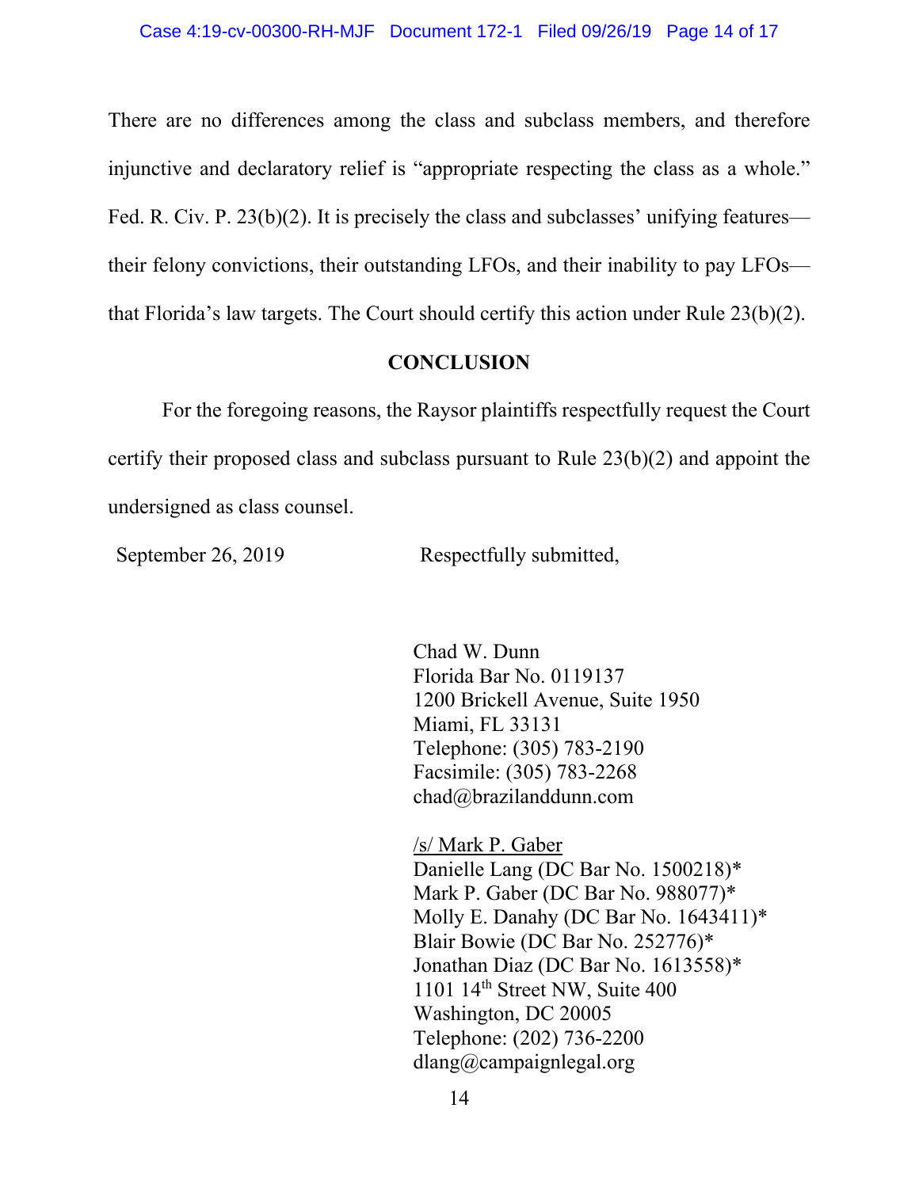There are no differences among the class and subclass members, and therefore injunctive and declaratory relief is "appropriate respecting the class as a whole." Fed. R. Civ. P. 23(b)(2). It is precisely the class and subclasses' unifying features—their felony convictions, their outstanding LFOs, and their inability to pay LFOs—that Florida's law targets. The Court should certify this action under Rule 23(b)(2).

## CONCLUSION

For the foregoing reasons, the Raysor plaintiffs respectfully request the Court certify their proposed class and subclass pursuant to Rule 23(b)(2) and appoint the undersigned as class counsel.

September 26, 2019

Respectfully submitted,

Chad W. Dunn
Florida Bar No. 0119137
1200 Brickell Avenue, Suite 1950
Miami, FL 33131
Telephone: (305) 783-2190
Facsimile: (305) 783-2268
chad@brazilanddunn.com

/s/ Mark P. Gaber
Danielle Lang (DC Bar No. 1500218)*
Mark P. Gaber (DC Bar No. 988077)*
Molly E. Danahy (DC Bar No. 1643411)*
Blair Bowie (DC Bar No. 252776)*
Jonathan Diaz (DC Bar No. 1613558)*
1101 14th Street NW, Suite 400
Washington, DC 20005
Telephone: (202) 736-2200
dlang@campaignlegal.org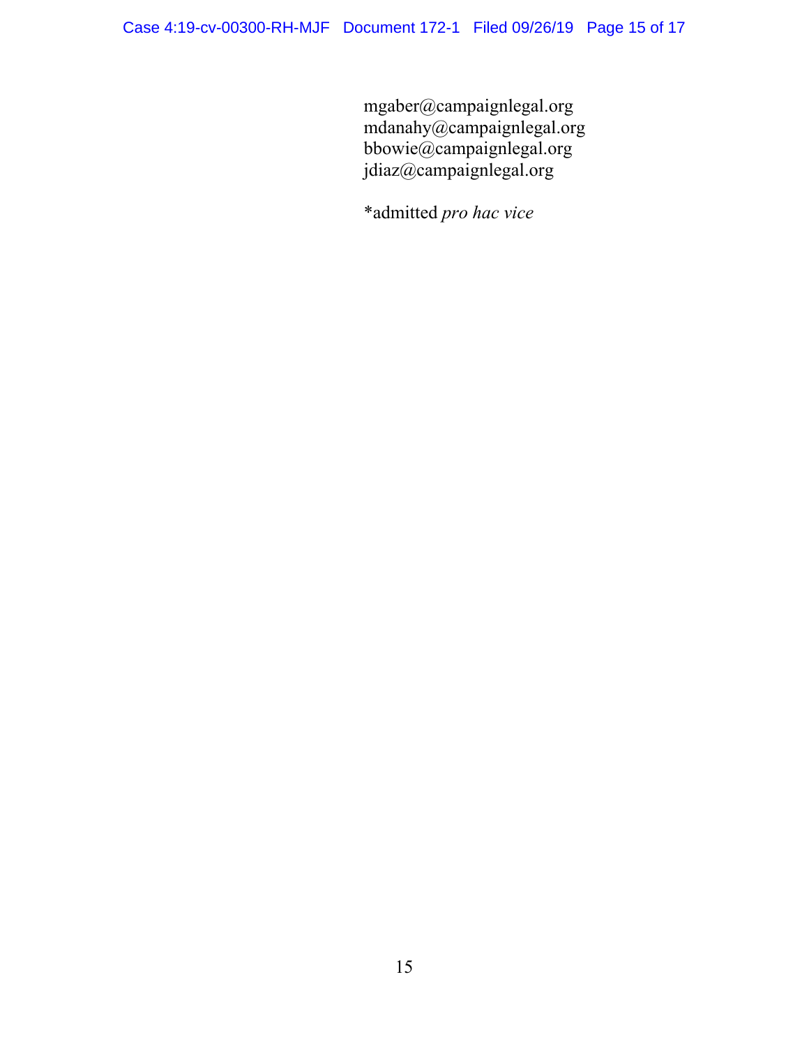mgaber@campaignlegal.org
mdanahy@campaignlegal.org
bbowie@campaignlegal.org
jdiaz@campaignlegal.org

*admitted *pro hac vice*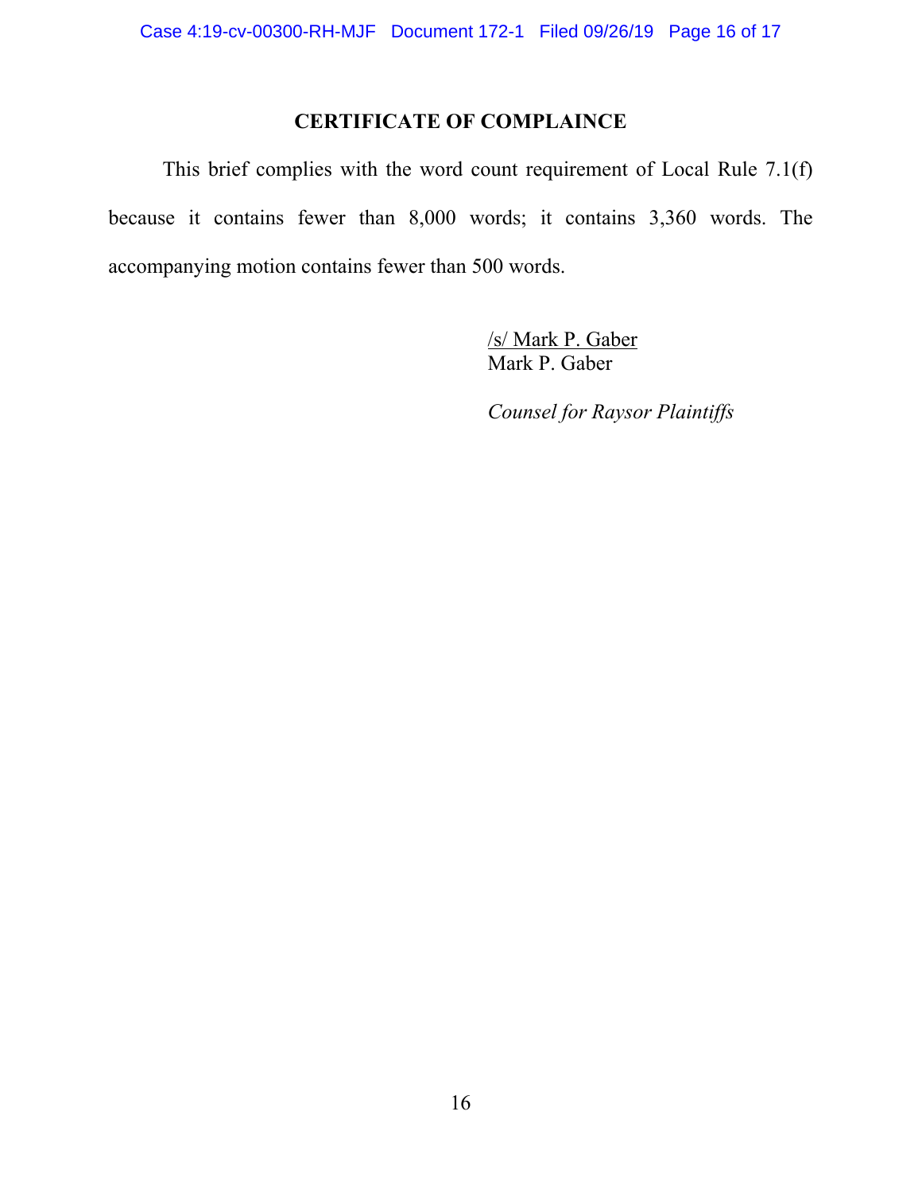## CERTIFICATE OF COMPLAINCE

This brief complies with the word count requirement of Local Rule 7.1(f) because it contains fewer than 8,000 words; it contains 3,360 words. The accompanying motion contains fewer than 500 words.

/s/ Mark P. Gaber
Mark P. Gaber

*Counsel for Raysor Plaintiffs*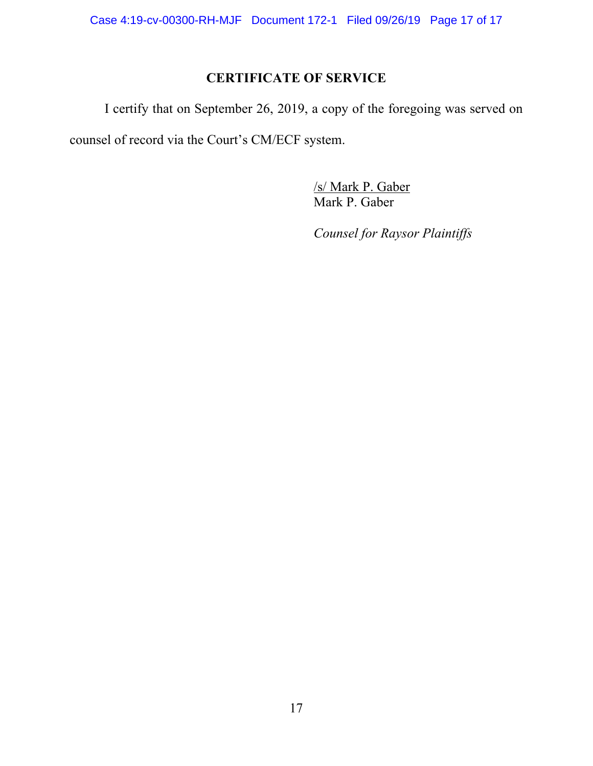## CERTIFICATE OF SERVICE

I certify that on September 26, 2019, a copy of the foregoing was served on counsel of record via the Court's CM/ECF system.

/s/ Mark P. Gaber
Mark P. Gaber

*Counsel for Raysor Plaintiffs*